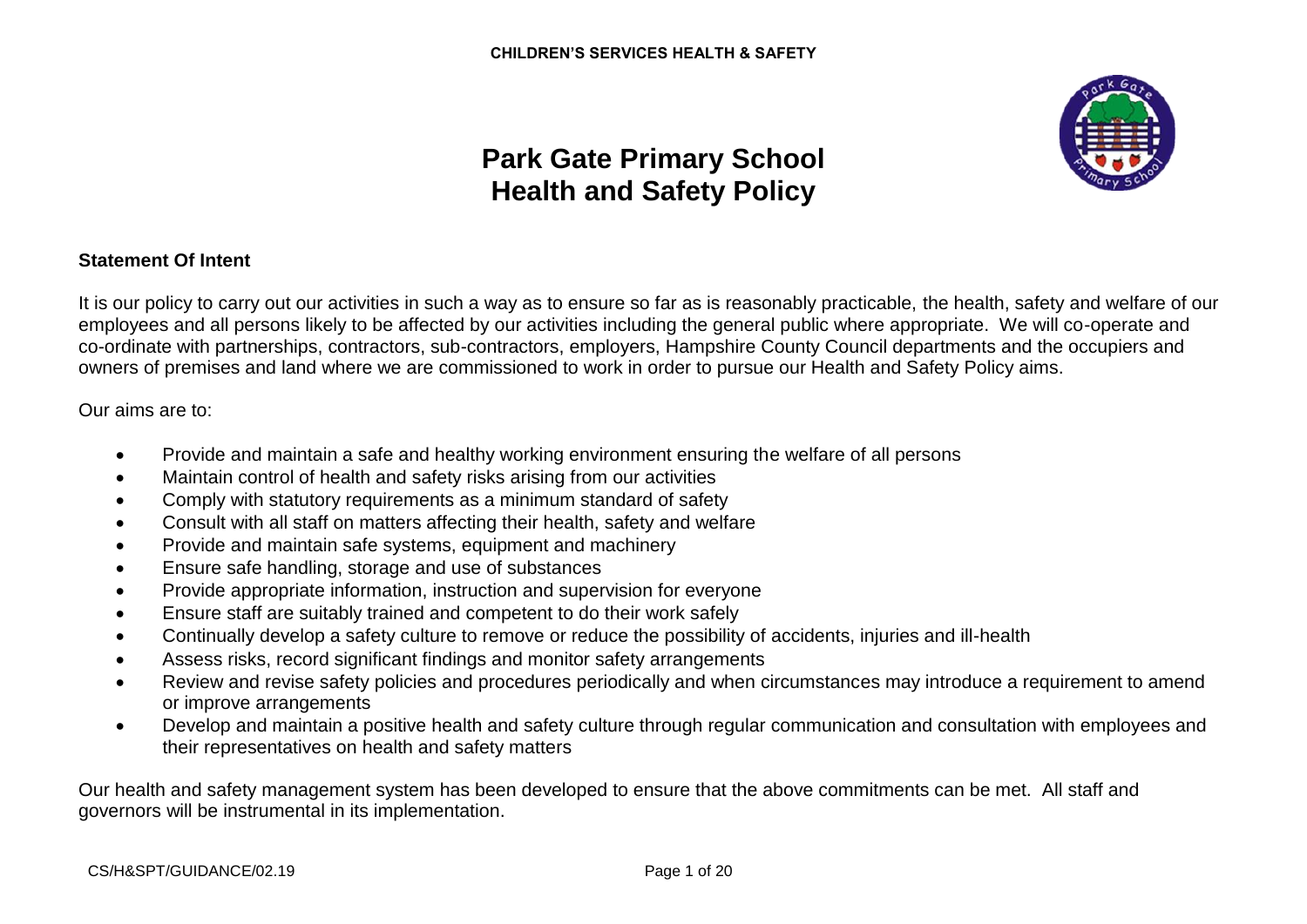# Park Gate Primary School
# Health and Safety Policy

**Statement Of Intent**

It is our policy to carry out our activities in such a way as to ensure so far as is reasonably practicable, the health, safety and welfare of our employees and all persons likely to be affected by our activities including the general public where appropriate. We will co-operate and co-ordinate with partnerships, contractors, sub-contractors, employers, Hampshire County Council departments and the occupiers and owners of premises and land where we are commissioned to work in order to pursue our Health and Safety Policy aims.

Our aims are to:

- Provide and maintain a safe and healthy working environment ensuring the welfare of all persons
- Maintain control of health and safety risks arising from our activities
- Comply with statutory requirements as a minimum standard of safety
- Consult with all staff on matters affecting their health, safety and welfare
- Provide and maintain safe systems, equipment and machinery
- Ensure safe handling, storage and use of substances
- Provide appropriate information, instruction and supervision for everyone
- Ensure staff are suitably trained and competent to do their work safely
- Continually develop a safety culture to remove or reduce the possibility of accidents, injuries and ill-health
- Assess risks, record significant findings and monitor safety arrangements
- Review and revise safety policies and procedures periodically and when circumstances may introduce a requirement to amend or improve arrangements
- Develop and maintain a positive health and safety culture through regular communication and consultation with employees and their representatives on health and safety matters

Our health and safety management system has been developed to ensure that the above commitments can be met. All staff and governors will be instrumental in its implementation.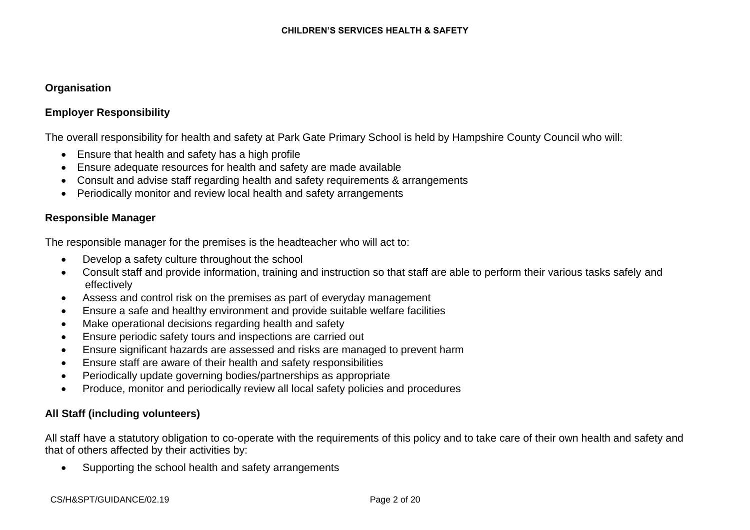**Organisation**

**Employer Responsibility**

The overall responsibility for health and safety at Park Gate Primary School is held by Hampshire County Council who will:

- Ensure that health and safety has a high profile
- Ensure adequate resources for health and safety are made available
- Consult and advise staff regarding health and safety requirements & arrangements
- Periodically monitor and review local health and safety arrangements

**Responsible Manager**

The responsible manager for the premises is the headteacher who will act to:

- Develop a safety culture throughout the school
- Consult staff and provide information, training and instruction so that staff are able to perform their various tasks safely and effectively
- Assess and control risk on the premises as part of everyday management
- Ensure a safe and healthy environment and provide suitable welfare facilities
- Make operational decisions regarding health and safety
- Ensure periodic safety tours and inspections are carried out
- Ensure significant hazards are assessed and risks are managed to prevent harm
- Ensure staff are aware of their health and safety responsibilities
- Periodically update governing bodies/partnerships as appropriate
- Produce, monitor and periodically review all local safety policies and procedures

**All Staff (including volunteers)**

All staff have a statutory obligation to co-operate with the requirements of this policy and to take care of their own health and safety and that of others affected by their activities by:

- Supporting the school health and safety arrangements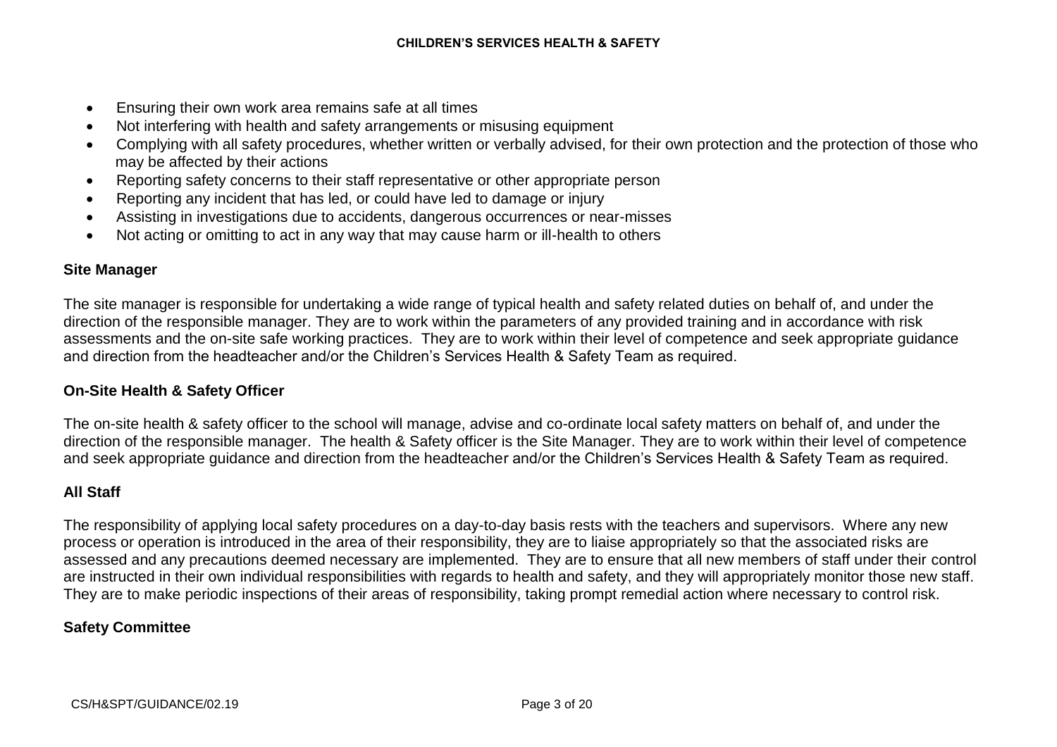- Ensuring their own work area remains safe at all times
- Not interfering with health and safety arrangements or misusing equipment
- Complying with all safety procedures, whether written or verbally advised, for their own protection and the protection of those who may be affected by their actions
- Reporting safety concerns to their staff representative or other appropriate person
- Reporting any incident that has led, or could have led to damage or injury
- Assisting in investigations due to accidents, dangerous occurrences or near-misses
- Not acting or omitting to act in any way that may cause harm or ill-health to others

### Site Manager

The site manager is responsible for undertaking a wide range of typical health and safety related duties on behalf of, and under the direction of the responsible manager. They are to work within the parameters of any provided training and in accordance with risk assessments and the on-site safe working practices. They are to work within their level of competence and seek appropriate guidance and direction from the headteacher and/or the Children's Services Health & Safety Team as required.

### On-Site Health & Safety Officer

The on-site health & safety officer to the school will manage, advise and co-ordinate local safety matters on behalf of, and under the direction of the responsible manager. The health & Safety officer is the Site Manager. They are to work within their level of competence and seek appropriate guidance and direction from the headteacher and/or the Children's Services Health & Safety Team as required.

### All Staff

The responsibility of applying local safety procedures on a day-to-day basis rests with the teachers and supervisors. Where any new process or operation is introduced in the area of their responsibility, they are to liaise appropriately so that the associated risks are assessed and any precautions deemed necessary are implemented. They are to ensure that all new members of staff under their control are instructed in their own individual responsibilities with regards to health and safety, and they will appropriately monitor those new staff. They are to make periodic inspections of their areas of responsibility, taking prompt remedial action where necessary to control risk.

### Safety Committee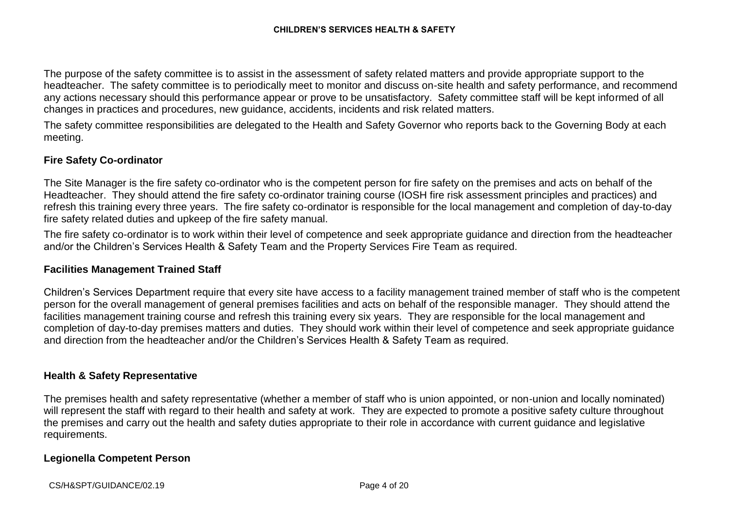The purpose of the safety committee is to assist in the assessment of safety related matters and provide appropriate support to the headteacher. The safety committee is to periodically meet to monitor and discuss on-site health and safety performance, and recommend any actions necessary should this performance appear or prove to be unsatisfactory. Safety committee staff will be kept informed of all changes in practices and procedures, new guidance, accidents, incidents and risk related matters.

The safety committee responsibilities are delegated to the Health and Safety Governor who reports back to the Governing Body at each meeting.

### Fire Safety Co-ordinator

The Site Manager is the fire safety co-ordinator who is the competent person for fire safety on the premises and acts on behalf of the Headteacher. They should attend the fire safety co-ordinator training course (IOSH fire risk assessment principles and practices) and refresh this training every three years. The fire safety co-ordinator is responsible for the local management and completion of day-to-day fire safety related duties and upkeep of the fire safety manual.

The fire safety co-ordinator is to work within their level of competence and seek appropriate guidance and direction from the headteacher and/or the Children's Services Health & Safety Team and the Property Services Fire Team as required.

### Facilities Management Trained Staff

Children's Services Department require that every site have access to a facility management trained member of staff who is the competent person for the overall management of general premises facilities and acts on behalf of the responsible manager. They should attend the facilities management training course and refresh this training every six years. They are responsible for the local management and completion of day-to-day premises matters and duties. They should work within their level of competence and seek appropriate guidance and direction from the headteacher and/or the Children's Services Health & Safety Team as required.

### Health & Safety Representative

The premises health and safety representative (whether a member of staff who is union appointed, or non-union and locally nominated) will represent the staff with regard to their health and safety at work. They are expected to promote a positive safety culture throughout the premises and carry out the health and safety duties appropriate to their role in accordance with current guidance and legislative requirements.

### Legionella Competent Person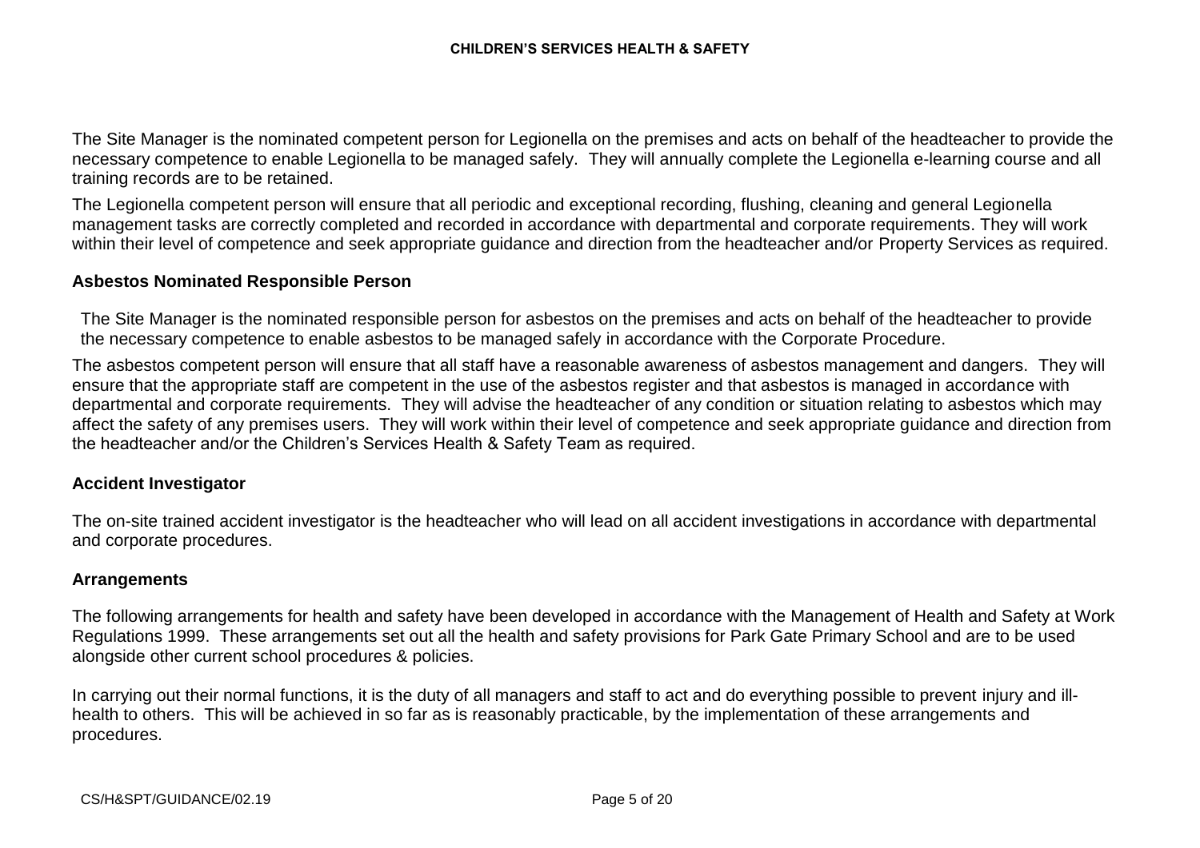The Site Manager is the nominated competent person for Legionella on the premises and acts on behalf of the headteacher to provide the necessary competence to enable Legionella to be managed safely. They will annually complete the Legionella e-learning course and all training records are to be retained.

The Legionella competent person will ensure that all periodic and exceptional recording, flushing, cleaning and general Legionella management tasks are correctly completed and recorded in accordance with departmental and corporate requirements. They will work within their level of competence and seek appropriate guidance and direction from the headteacher and/or Property Services as required.

### Asbestos Nominated Responsible Person

The Site Manager is the nominated responsible person for asbestos on the premises and acts on behalf of the headteacher to provide the necessary competence to enable asbestos to be managed safely in accordance with the Corporate Procedure.

The asbestos competent person will ensure that all staff have a reasonable awareness of asbestos management and dangers. They will ensure that the appropriate staff are competent in the use of the asbestos register and that asbestos is managed in accordance with departmental and corporate requirements. They will advise the headteacher of any condition or situation relating to asbestos which may affect the safety of any premises users. They will work within their level of competence and seek appropriate guidance and direction from the headteacher and/or the Children's Services Health & Safety Team as required.

### Accident Investigator

The on-site trained accident investigator is the headteacher who will lead on all accident investigations in accordance with departmental and corporate procedures.

### Arrangements

The following arrangements for health and safety have been developed in accordance with the Management of Health and Safety at Work Regulations 1999. These arrangements set out all the health and safety provisions for Park Gate Primary School and are to be used alongside other current school procedures & policies.

In carrying out their normal functions, it is the duty of all managers and staff to act and do everything possible to prevent injury and ill-health to others. This will be achieved in so far as is reasonably practicable, by the implementation of these arrangements and procedures.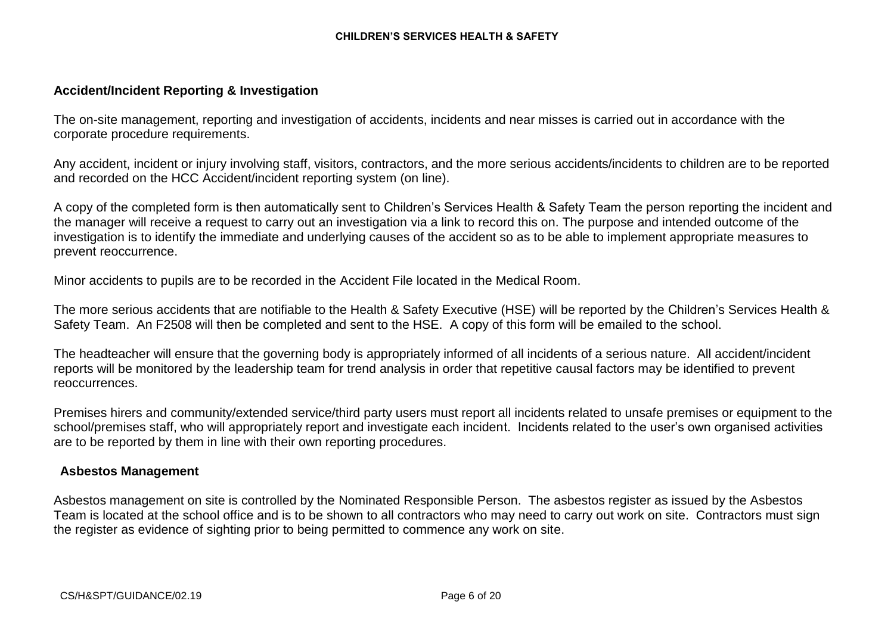### Accident/Incident Reporting & Investigation

The on-site management, reporting and investigation of accidents, incidents and near misses is carried out in accordance with the corporate procedure requirements.

Any accident, incident or injury involving staff, visitors, contractors, and the more serious accidents/incidents to children are to be reported and recorded on the HCC Accident/incident reporting system (on line).

A copy of the completed form is then automatically sent to Children's Services Health & Safety Team the person reporting the incident and the manager will receive a request to carry out an investigation via a link to record this on. The purpose and intended outcome of the investigation is to identify the immediate and underlying causes of the accident so as to be able to implement appropriate measures to prevent reoccurrence.

Minor accidents to pupils are to be recorded in the Accident File located in the Medical Room.

The more serious accidents that are notifiable to the Health & Safety Executive (HSE) will be reported by the Children's Services Health & Safety Team. An F2508 will then be completed and sent to the HSE. A copy of this form will be emailed to the school.

The headteacher will ensure that the governing body is appropriately informed of all incidents of a serious nature. All accident/incident reports will be monitored by the leadership team for trend analysis in order that repetitive causal factors may be identified to prevent reoccurrences.

Premises hirers and community/extended service/third party users must report all incidents related to unsafe premises or equipment to the school/premises staff, who will appropriately report and investigate each incident. Incidents related to the user's own organised activities are to be reported by them in line with their own reporting procedures.

### Asbestos Management

Asbestos management on site is controlled by the Nominated Responsible Person. The asbestos register as issued by the Asbestos Team is located at the school office and is to be shown to all contractors who may need to carry out work on site. Contractors must sign the register as evidence of sighting prior to being permitted to commence any work on site.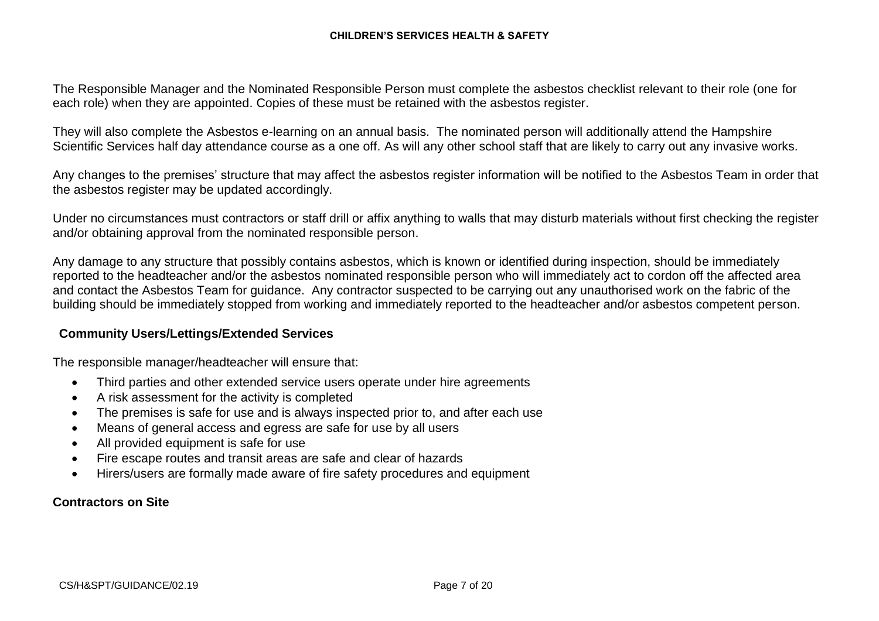The Responsible Manager and the Nominated Responsible Person must complete the asbestos checklist relevant to their role (one for each role) when they are appointed. Copies of these must be retained with the asbestos register.

They will also complete the Asbestos e-learning on an annual basis. The nominated person will additionally attend the Hampshire Scientific Services half day attendance course as a one off. As will any other school staff that are likely to carry out any invasive works.

Any changes to the premises' structure that may affect the asbestos register information will be notified to the Asbestos Team in order that the asbestos register may be updated accordingly.

Under no circumstances must contractors or staff drill or affix anything to walls that may disturb materials without first checking the register and/or obtaining approval from the nominated responsible person.

Any damage to any structure that possibly contains asbestos, which is known or identified during inspection, should be immediately reported to the headteacher and/or the asbestos nominated responsible person who will immediately act to cordon off the affected area and contact the Asbestos Team for guidance. Any contractor suspected to be carrying out any unauthorised work on the fabric of the building should be immediately stopped from working and immediately reported to the headteacher and/or asbestos competent person.

### Community Users/Lettings/Extended Services

The responsible manager/headteacher will ensure that:

- Third parties and other extended service users operate under hire agreements
- A risk assessment for the activity is completed
- The premises is safe for use and is always inspected prior to, and after each use
- Means of general access and egress are safe for use by all users
- All provided equipment is safe for use
- Fire escape routes and transit areas are safe and clear of hazards
- Hirers/users are formally made aware of fire safety procedures and equipment

### Contractors on Site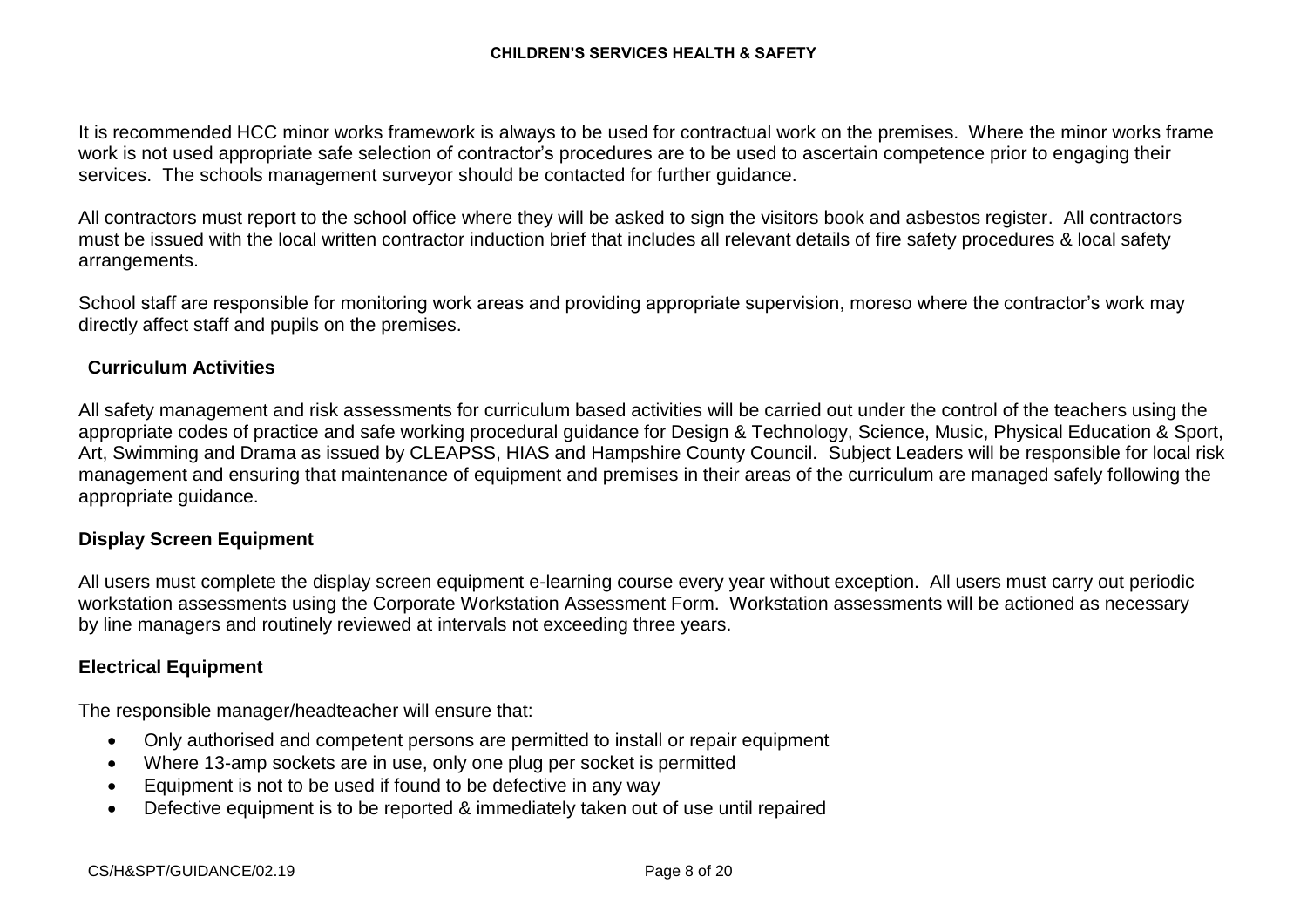It is recommended HCC minor works framework is always to be used for contractual work on the premises. Where the minor works frame work is not used appropriate safe selection of contractor's procedures are to be used to ascertain competence prior to engaging their services. The schools management surveyor should be contacted for further guidance.

All contractors must report to the school office where they will be asked to sign the visitors book and asbestos register. All contractors must be issued with the local written contractor induction brief that includes all relevant details of fire safety procedures & local safety arrangements.

School staff are responsible for monitoring work areas and providing appropriate supervision, moreso where the contractor's work may directly affect staff and pupils on the premises.

**Curriculum Activities**

All safety management and risk assessments for curriculum based activities will be carried out under the control of the teachers using the appropriate codes of practice and safe working procedural guidance for Design & Technology, Science, Music, Physical Education & Sport, Art, Swimming and Drama as issued by CLEAPSS, HIAS and Hampshire County Council. Subject Leaders will be responsible for local risk management and ensuring that maintenance of equipment and premises in their areas of the curriculum are managed safely following the appropriate guidance.

**Display Screen Equipment**

All users must complete the display screen equipment e-learning course every year without exception. All users must carry out periodic workstation assessments using the Corporate Workstation Assessment Form. Workstation assessments will be actioned as necessary by line managers and routinely reviewed at intervals not exceeding three years.

**Electrical Equipment**

The responsible manager/headteacher will ensure that:

- Only authorised and competent persons are permitted to install or repair equipment
- Where 13-amp sockets are in use, only one plug per socket is permitted
- Equipment is not to be used if found to be defective in any way
- Defective equipment is to be reported & immediately taken out of use until repaired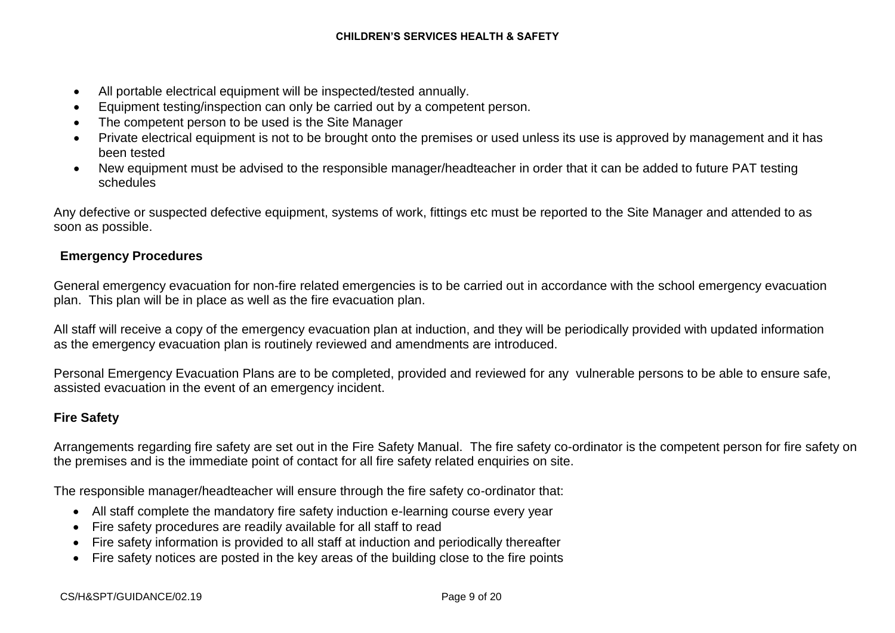- All portable electrical equipment will be inspected/tested annually.
- Equipment testing/inspection can only be carried out by a competent person.
- The competent person to be used is the Site Manager
- Private electrical equipment is not to be brought onto the premises or used unless its use is approved by management and it has been tested
- New equipment must be advised to the responsible manager/headteacher in order that it can be added to future PAT testing schedules

Any defective or suspected defective equipment, systems of work, fittings etc must be reported to the Site Manager and attended to as soon as possible.

## Emergency Procedures

General emergency evacuation for non-fire related emergencies is to be carried out in accordance with the school emergency evacuation plan. This plan will be in place as well as the fire evacuation plan.

All staff will receive a copy of the emergency evacuation plan at induction, and they will be periodically provided with updated information as the emergency evacuation plan is routinely reviewed and amendments are introduced.

Personal Emergency Evacuation Plans are to be completed, provided and reviewed for any vulnerable persons to be able to ensure safe, assisted evacuation in the event of an emergency incident.

## Fire Safety

Arrangements regarding fire safety are set out in the Fire Safety Manual. The fire safety co-ordinator is the competent person for fire safety on the premises and is the immediate point of contact for all fire safety related enquiries on site.

The responsible manager/headteacher will ensure through the fire safety co-ordinator that:

- All staff complete the mandatory fire safety induction e-learning course every year
- Fire safety procedures are readily available for all staff to read
- Fire safety information is provided to all staff at induction and periodically thereafter
- Fire safety notices are posted in the key areas of the building close to the fire points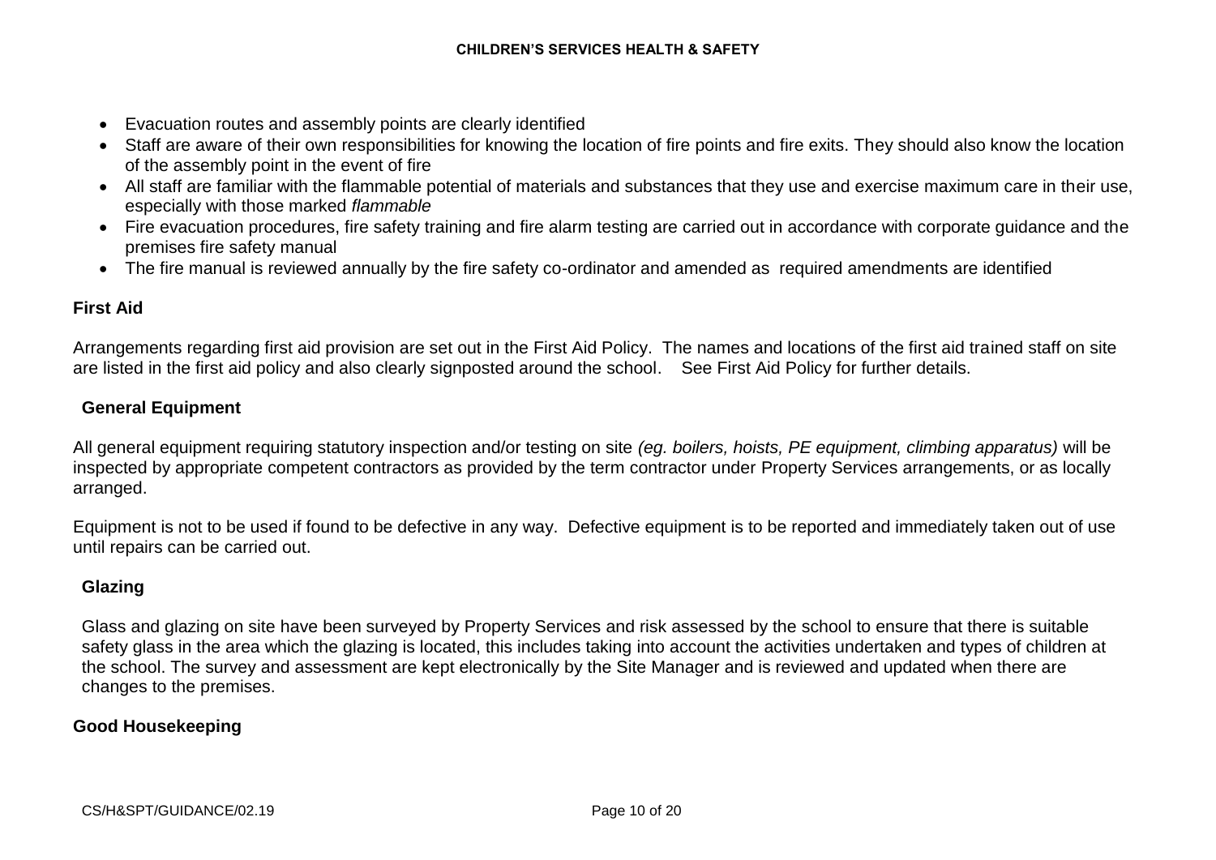- Evacuation routes and assembly points are clearly identified
- Staff are aware of their own responsibilities for knowing the location of fire points and fire exits. They should also know the location of the assembly point in the event of fire
- All staff are familiar with the flammable potential of materials and substances that they use and exercise maximum care in their use, especially with those marked *flammable*
- Fire evacuation procedures, fire safety training and fire alarm testing are carried out in accordance with corporate guidance and the premises fire safety manual
- The fire manual is reviewed annually by the fire safety co-ordinator and amended as required amendments are identified

**First Aid**

Arrangements regarding first aid provision are set out in the First Aid Policy. The names and locations of the first aid trained staff on site are listed in the first aid policy and also clearly signposted around the school. See First Aid Policy for further details.

**General Equipment**

All general equipment requiring statutory inspection and/or testing on site *(eg. boilers, hoists, PE equipment, climbing apparatus)* will be inspected by appropriate competent contractors as provided by the term contractor under Property Services arrangements, or as locally arranged.

Equipment is not to be used if found to be defective in any way. Defective equipment is to be reported and immediately taken out of use until repairs can be carried out.

**Glazing**

Glass and glazing on site have been surveyed by Property Services and risk assessed by the school to ensure that there is suitable safety glass in the area which the glazing is located, this includes taking into account the activities undertaken and types of children at the school. The survey and assessment are kept electronically by the Site Manager and is reviewed and updated when there are changes to the premises.

**Good Housekeeping**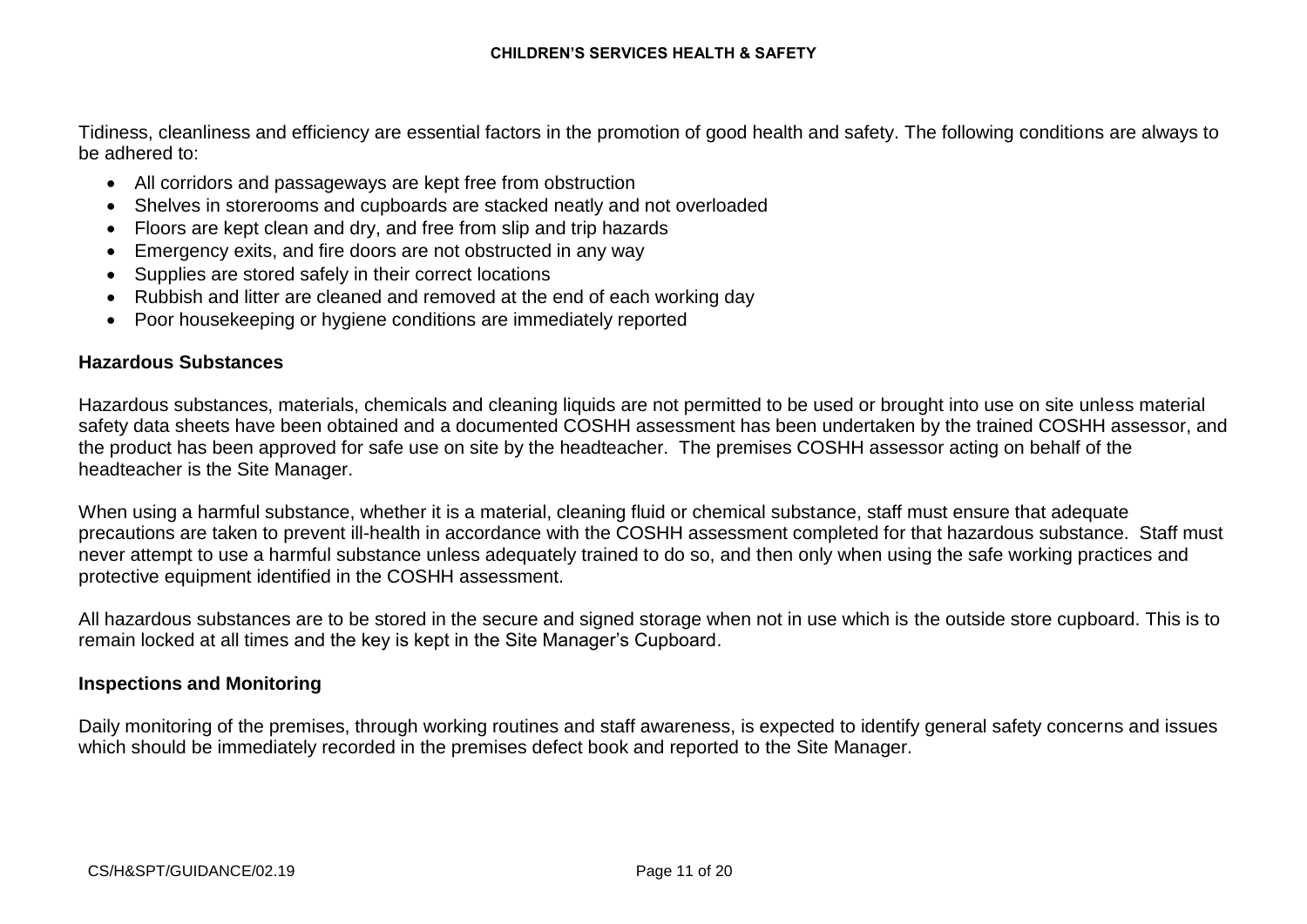Tidiness, cleanliness and efficiency are essential factors in the promotion of good health and safety. The following conditions are always to be adhered to:

- All corridors and passageways are kept free from obstruction
- Shelves in storerooms and cupboards are stacked neatly and not overloaded
- Floors are kept clean and dry, and free from slip and trip hazards
- Emergency exits, and fire doors are not obstructed in any way
- Supplies are stored safely in their correct locations
- Rubbish and litter are cleaned and removed at the end of each working day
- Poor housekeeping or hygiene conditions are immediately reported

## Hazardous Substances

Hazardous substances, materials, chemicals and cleaning liquids are not permitted to be used or brought into use on site unless material safety data sheets have been obtained and a documented COSHH assessment has been undertaken by the trained COSHH assessor, and the product has been approved for safe use on site by the headteacher. The premises COSHH assessor acting on behalf of the headteacher is the Site Manager.

When using a harmful substance, whether it is a material, cleaning fluid or chemical substance, staff must ensure that adequate precautions are taken to prevent ill-health in accordance with the COSHH assessment completed for that hazardous substance. Staff must never attempt to use a harmful substance unless adequately trained to do so, and then only when using the safe working practices and protective equipment identified in the COSHH assessment.

All hazardous substances are to be stored in the secure and signed storage when not in use which is the outside store cupboard. This is to remain locked at all times and the key is kept in the Site Manager's Cupboard.

## Inspections and Monitoring

Daily monitoring of the premises, through working routines and staff awareness, is expected to identify general safety concerns and issues which should be immediately recorded in the premises defect book and reported to the Site Manager.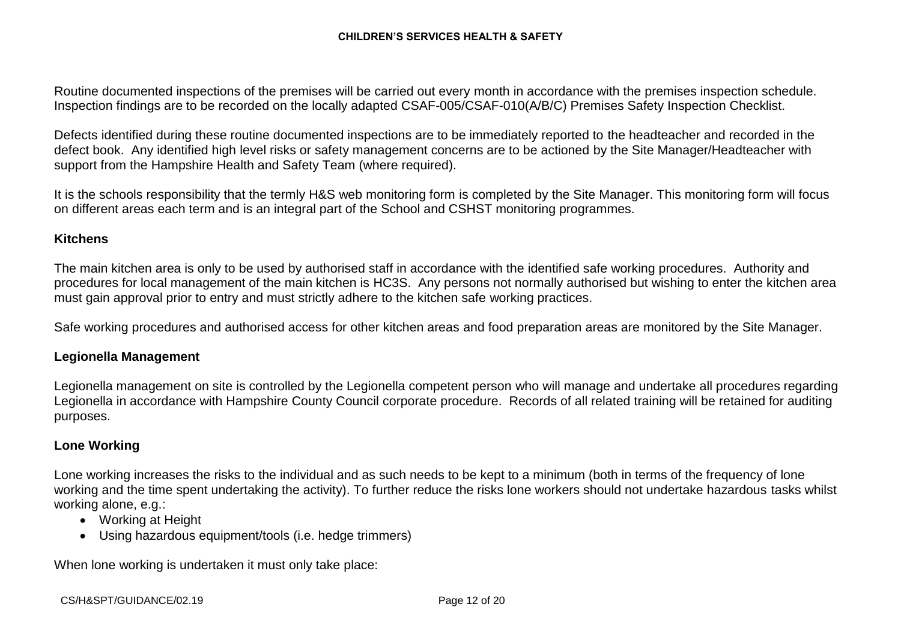Routine documented inspections of the premises will be carried out every month in accordance with the premises inspection schedule. Inspection findings are to be recorded on the locally adapted CSAF-005/CSAF-010(A/B/C) Premises Safety Inspection Checklist.

Defects identified during these routine documented inspections are to be immediately reported to the headteacher and recorded in the defect book. Any identified high level risks or safety management concerns are to be actioned by the Site Manager/Headteacher with support from the Hampshire Health and Safety Team (where required).

It is the schools responsibility that the termly H&S web monitoring form is completed by the Site Manager. This monitoring form will focus on different areas each term and is an integral part of the School and CSHST monitoring programmes.

### Kitchens

The main kitchen area is only to be used by authorised staff in accordance with the identified safe working procedures. Authority and procedures for local management of the main kitchen is HC3S. Any persons not normally authorised but wishing to enter the kitchen area must gain approval prior to entry and must strictly adhere to the kitchen safe working practices.

Safe working procedures and authorised access for other kitchen areas and food preparation areas are monitored by the Site Manager.

### Legionella Management

Legionella management on site is controlled by the Legionella competent person who will manage and undertake all procedures regarding Legionella in accordance with Hampshire County Council corporate procedure. Records of all related training will be retained for auditing purposes.

### Lone Working

Lone working increases the risks to the individual and as such needs to be kept to a minimum (both in terms of the frequency of lone working and the time spent undertaking the activity). To further reduce the risks lone workers should not undertake hazardous tasks whilst working alone, e.g.:

- Working at Height
- Using hazardous equipment/tools (i.e. hedge trimmers)

When lone working is undertaken it must only take place: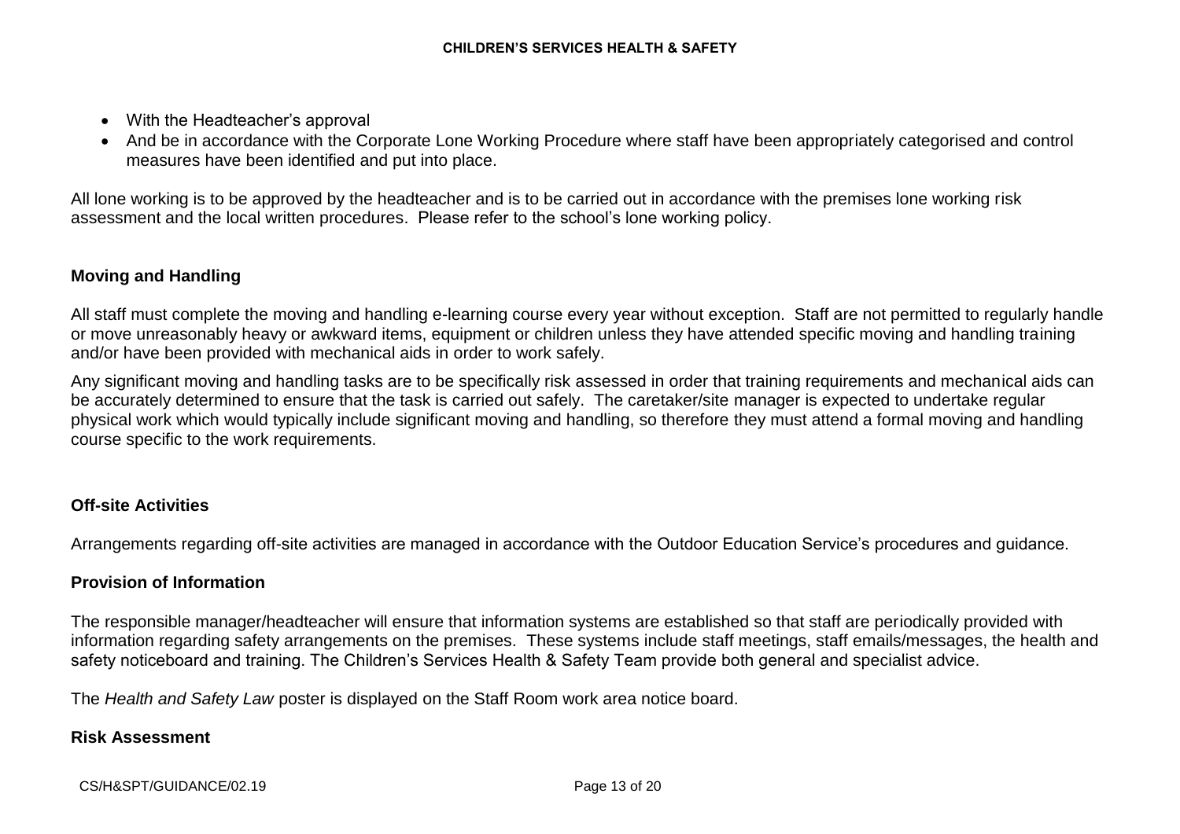- With the Headteacher's approval
- And be in accordance with the Corporate Lone Working Procedure where staff have been appropriately categorised and control measures have been identified and put into place.

All lone working is to be approved by the headteacher and is to be carried out in accordance with the premises lone working risk assessment and the local written procedures. Please refer to the school's lone working policy.

**Moving and Handling**

All staff must complete the moving and handling e-learning course every year without exception. Staff are not permitted to regularly handle or move unreasonably heavy or awkward items, equipment or children unless they have attended specific moving and handling training and/or have been provided with mechanical aids in order to work safely.

Any significant moving and handling tasks are to be specifically risk assessed in order that training requirements and mechanical aids can be accurately determined to ensure that the task is carried out safely. The caretaker/site manager is expected to undertake regular physical work which would typically include significant moving and handling, so therefore they must attend a formal moving and handling course specific to the work requirements.

**Off-site Activities**

Arrangements regarding off-site activities are managed in accordance with the Outdoor Education Service's procedures and guidance.

**Provision of Information**

The responsible manager/headteacher will ensure that information systems are established so that staff are periodically provided with information regarding safety arrangements on the premises. These systems include staff meetings, staff emails/messages, the health and safety noticeboard and training. The Children's Services Health & Safety Team provide both general and specialist advice.

The *Health and Safety Law* poster is displayed on the Staff Room work area notice board.

**Risk Assessment**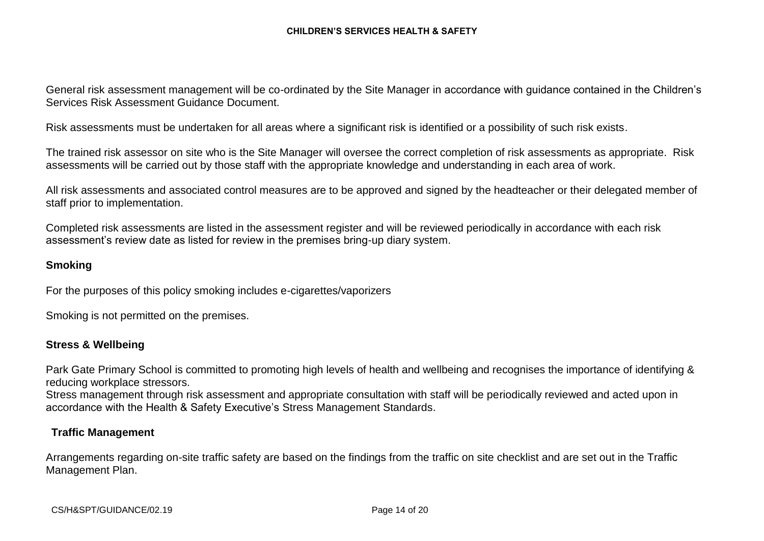General risk assessment management will be co-ordinated by the Site Manager in accordance with guidance contained in the Children's Services Risk Assessment Guidance Document.

Risk assessments must be undertaken for all areas where a significant risk is identified or a possibility of such risk exists.

The trained risk assessor on site who is the Site Manager will oversee the correct completion of risk assessments as appropriate. Risk assessments will be carried out by those staff with the appropriate knowledge and understanding in each area of work.

All risk assessments and associated control measures are to be approved and signed by the headteacher or their delegated member of staff prior to implementation.

Completed risk assessments are listed in the assessment register and will be reviewed periodically in accordance with each risk assessment's review date as listed for review in the premises bring-up diary system.

## Smoking

For the purposes of this policy smoking includes e-cigarettes/vaporizers

Smoking is not permitted on the premises.

## Stress & Wellbeing

Park Gate Primary School is committed to promoting high levels of health and wellbeing and recognises the importance of identifying & reducing workplace stressors.
Stress management through risk assessment and appropriate consultation with staff will be periodically reviewed and acted upon in accordance with the Health & Safety Executive's Stress Management Standards.

## Traffic Management

Arrangements regarding on-site traffic safety are based on the findings from the traffic on site checklist and are set out in the Traffic Management Plan.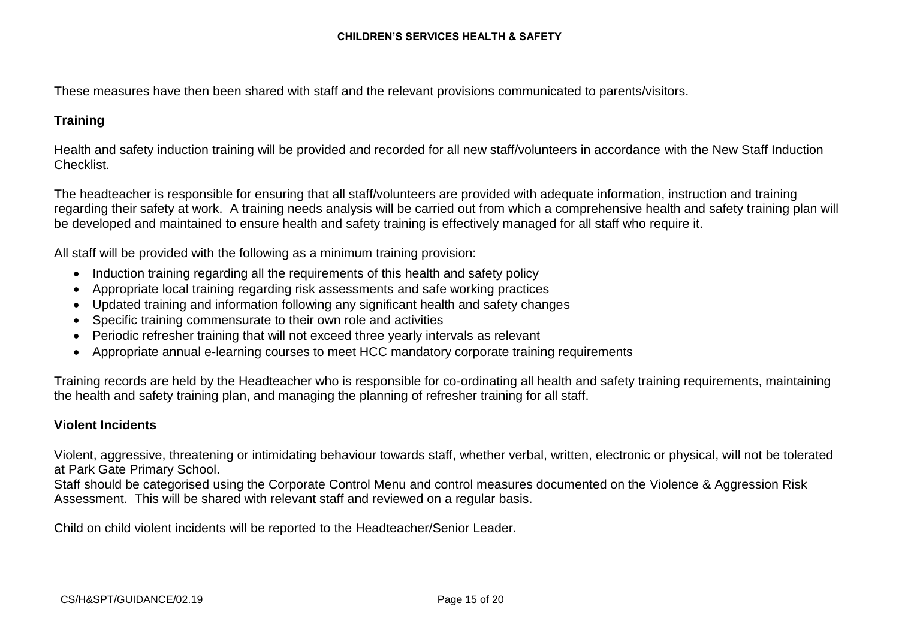These measures have then been shared with staff and the relevant provisions communicated to parents/visitors.

## Training

Health and safety induction training will be provided and recorded for all new staff/volunteers in accordance with the New Staff Induction Checklist.

The headteacher is responsible for ensuring that all staff/volunteers are provided with adequate information, instruction and training regarding their safety at work. A training needs analysis will be carried out from which a comprehensive health and safety training plan will be developed and maintained to ensure health and safety training is effectively managed for all staff who require it.

All staff will be provided with the following as a minimum training provision:

- Induction training regarding all the requirements of this health and safety policy
- Appropriate local training regarding risk assessments and safe working practices
- Updated training and information following any significant health and safety changes
- Specific training commensurate to their own role and activities
- Periodic refresher training that will not exceed three yearly intervals as relevant
- Appropriate annual e-learning courses to meet HCC mandatory corporate training requirements

Training records are held by the Headteacher who is responsible for co-ordinating all health and safety training requirements, maintaining the health and safety training plan, and managing the planning of refresher training for all staff.

## Violent Incidents

Violent, aggressive, threatening or intimidating behaviour towards staff, whether verbal, written, electronic or physical, will not be tolerated at Park Gate Primary School.
Staff should be categorised using the Corporate Control Menu and control measures documented on the Violence & Aggression Risk Assessment. This will be shared with relevant staff and reviewed on a regular basis.

Child on child violent incidents will be reported to the Headteacher/Senior Leader.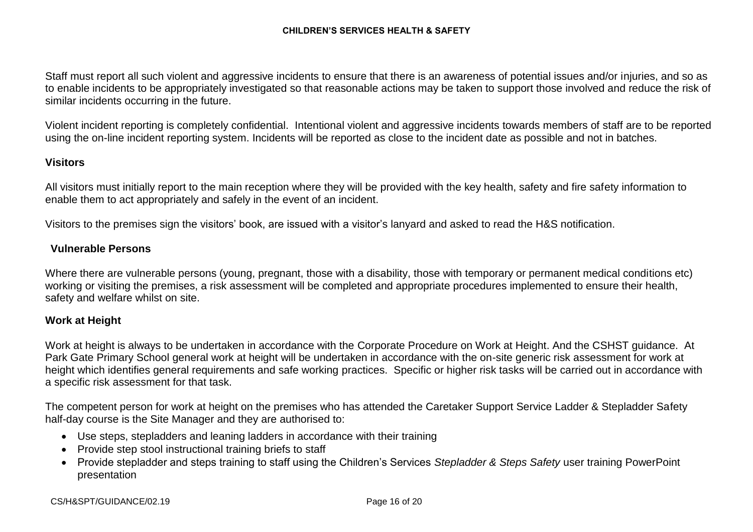Staff must report all such violent and aggressive incidents to ensure that there is an awareness of potential issues and/or injuries, and so as to enable incidents to be appropriately investigated so that reasonable actions may be taken to support those involved and reduce the risk of similar incidents occurring in the future.

Violent incident reporting is completely confidential. Intentional violent and aggressive incidents towards members of staff are to be reported using the on-line incident reporting system. Incidents will be reported as close to the incident date as possible and not in batches.

### Visitors

All visitors must initially report to the main reception where they will be provided with the key health, safety and fire safety information to enable them to act appropriately and safely in the event of an incident.

Visitors to the premises sign the visitors' book, are issued with a visitor's lanyard and asked to read the H&S notification.

### Vulnerable Persons

Where there are vulnerable persons (young, pregnant, those with a disability, those with temporary or permanent medical conditions etc) working or visiting the premises, a risk assessment will be completed and appropriate procedures implemented to ensure their health, safety and welfare whilst on site.

### Work at Height

Work at height is always to be undertaken in accordance with the Corporate Procedure on Work at Height. And the CSHST guidance. At Park Gate Primary School general work at height will be undertaken in accordance with the on-site generic risk assessment for work at height which identifies general requirements and safe working practices. Specific or higher risk tasks will be carried out in accordance with a specific risk assessment for that task.

The competent person for work at height on the premises who has attended the Caretaker Support Service Ladder & Stepladder Safety half-day course is the Site Manager and they are authorised to:

- Use steps, stepladders and leaning ladders in accordance with their training
- Provide step stool instructional training briefs to staff
- Provide stepladder and steps training to staff using the Children's Services *Stepladder & Steps Safety* user training PowerPoint presentation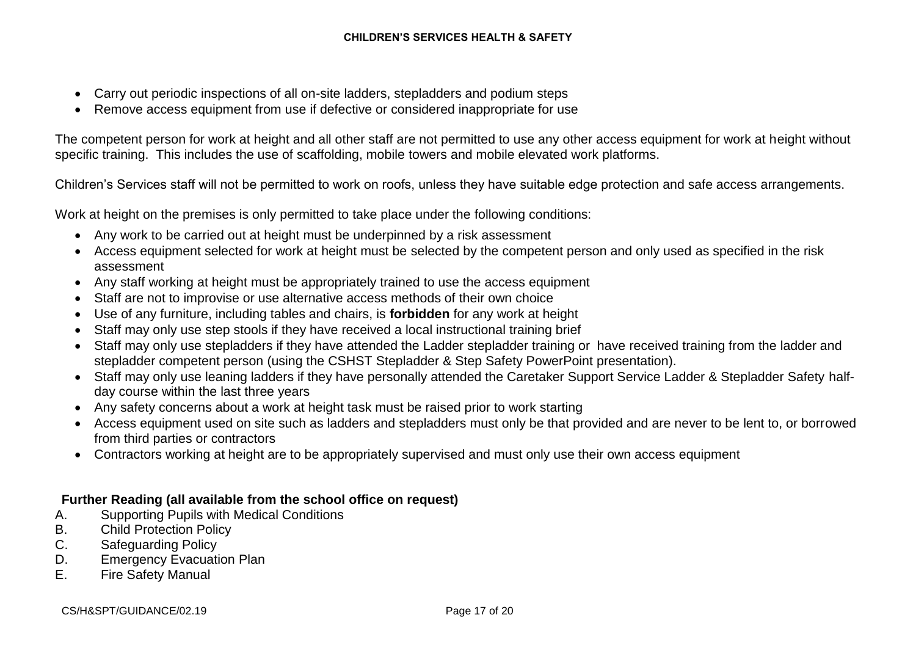- Carry out periodic inspections of all on-site ladders, stepladders and podium steps
- Remove access equipment from use if defective or considered inappropriate for use

The competent person for work at height and all other staff are not permitted to use any other access equipment for work at height without specific training. This includes the use of scaffolding, mobile towers and mobile elevated work platforms.

Children's Services staff will not be permitted to work on roofs, unless they have suitable edge protection and safe access arrangements.

Work at height on the premises is only permitted to take place under the following conditions:

- Any work to be carried out at height must be underpinned by a risk assessment
- Access equipment selected for work at height must be selected by the competent person and only used as specified in the risk assessment
- Any staff working at height must be appropriately trained to use the access equipment
- Staff are not to improvise or use alternative access methods of their own choice
- Use of any furniture, including tables and chairs, is **forbidden** for any work at height
- Staff may only use step stools if they have received a local instructional training brief
- Staff may only use stepladders if they have attended the Ladder stepladder training or have received training from the ladder and stepladder competent person (using the CSHST Stepladder & Step Safety PowerPoint presentation).
- Staff may only use leaning ladders if they have personally attended the Caretaker Support Service Ladder & Stepladder Safety half-day course within the last three years
- Any safety concerns about a work at height task must be raised prior to work starting
- Access equipment used on site such as ladders and stepladders must only be that provided and are never to be lent to, or borrowed from third parties or contractors
- Contractors working at height are to be appropriately supervised and must only use their own access equipment

**Further Reading (all available from the school office on request)**

A. Supporting Pupils with Medical Conditions
B. Child Protection Policy
C. Safeguarding Policy
D. Emergency Evacuation Plan
E. Fire Safety Manual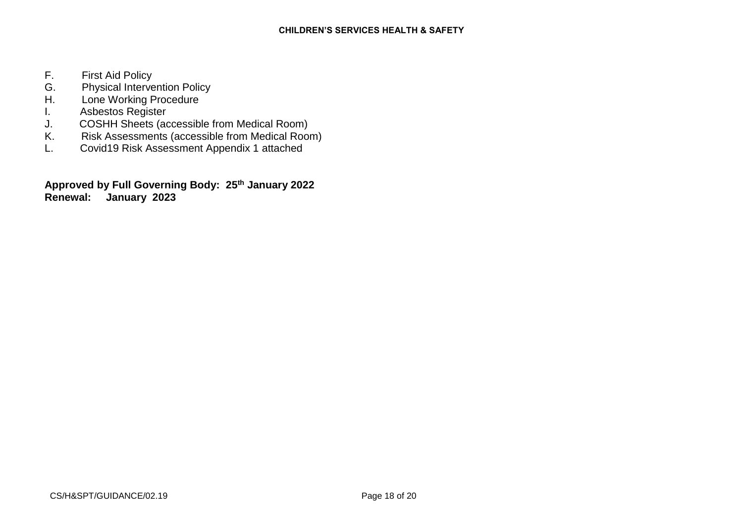F. First Aid Policy
G. Physical Intervention Policy
H. Lone Working Procedure
I. Asbestos Register
J. COSHH Sheets (accessible from Medical Room)
K. Risk Assessments (accessible from Medical Room)
L. Covid19 Risk Assessment Appendix 1 attached

**Approved by Full Governing Body: 25th January 2022**
**Renewal: January 2023**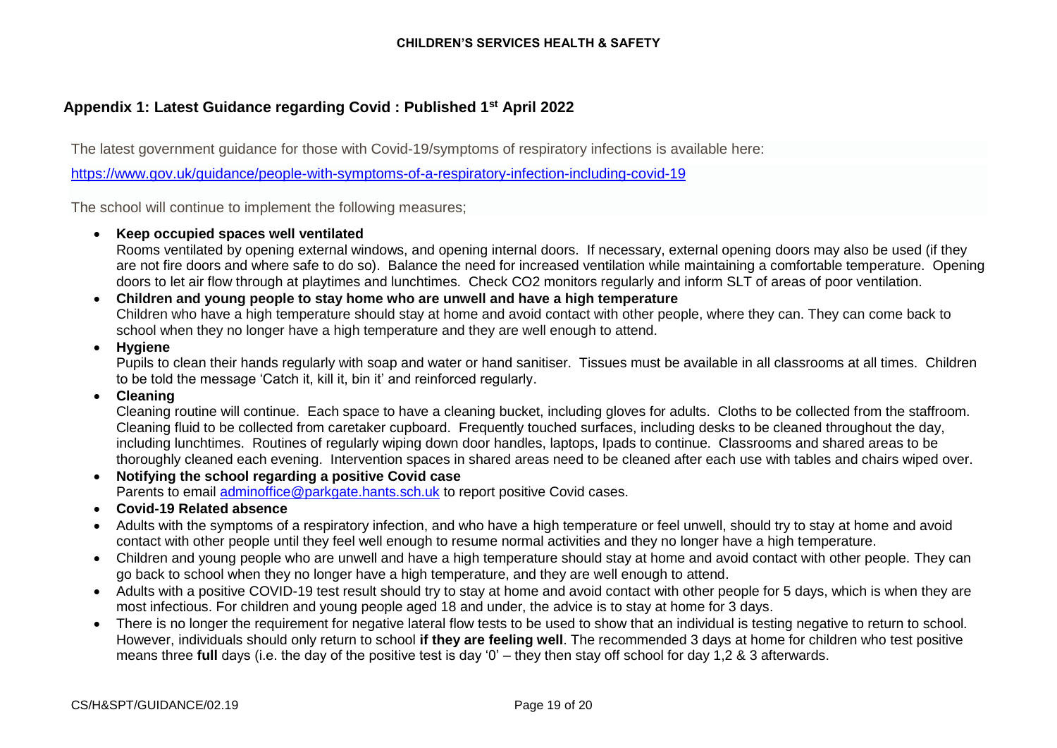## Appendix 1: Latest Guidance regarding Covid : Published 1st April 2022

The latest government guidance for those with Covid-19/symptoms of respiratory infections is available here:

https://www.gov.uk/guidance/people-with-symptoms-of-a-respiratory-infection-including-covid-19

The school will continue to implement the following measures;

- **Keep occupied spaces well ventilated**
  Rooms ventilated by opening external windows, and opening internal doors. If necessary, external opening doors may also be used (if they are not fire doors and where safe to do so). Balance the need for increased ventilation while maintaining a comfortable temperature. Opening doors to let air flow through at playtimes and lunchtimes. Check CO2 monitors regularly and inform SLT of areas of poor ventilation.
- **Children and young people to stay home who are unwell and have a high temperature**
  Children who have a high temperature should stay at home and avoid contact with other people, where they can. They can come back to school when they no longer have a high temperature and they are well enough to attend.
- **Hygiene**
  Pupils to clean their hands regularly with soap and water or hand sanitiser. Tissues must be available in all classrooms at all times. Children to be told the message 'Catch it, kill it, bin it' and reinforced regularly.
- **Cleaning**
  Cleaning routine will continue. Each space to have a cleaning bucket, including gloves for adults. Cloths to be collected from the staffroom. Cleaning fluid to be collected from caretaker cupboard. Frequently touched surfaces, including desks to be cleaned throughout the day, including lunchtimes. Routines of regularly wiping down door handles, laptops, Ipads to continue. Classrooms and shared areas to be thoroughly cleaned each evening. Intervention spaces in shared areas need to be cleaned after each use with tables and chairs wiped over.
- **Notifying the school regarding a positive Covid case**
  Parents to email adminoffice@parkgate.hants.sch.uk to report positive Covid cases.
- **Covid-19 Related absence**
- Adults with the symptoms of a respiratory infection, and who have a high temperature or feel unwell, should try to stay at home and avoid contact with other people until they feel well enough to resume normal activities and they no longer have a high temperature.
- Children and young people who are unwell and have a high temperature should stay at home and avoid contact with other people. They can go back to school when they no longer have a high temperature, and they are well enough to attend.
- Adults with a positive COVID-19 test result should try to stay at home and avoid contact with other people for 5 days, which is when they are most infectious. For children and young people aged 18 and under, the advice is to stay at home for 3 days.
- There is no longer the requirement for negative lateral flow tests to be used to show that an individual is testing negative to return to school. However, individuals should only return to school **if they are feeling well**. The recommended 3 days at home for children who test positive means three **full** days (i.e. the day of the positive test is day '0' – they then stay off school for day 1,2 & 3 afterwards.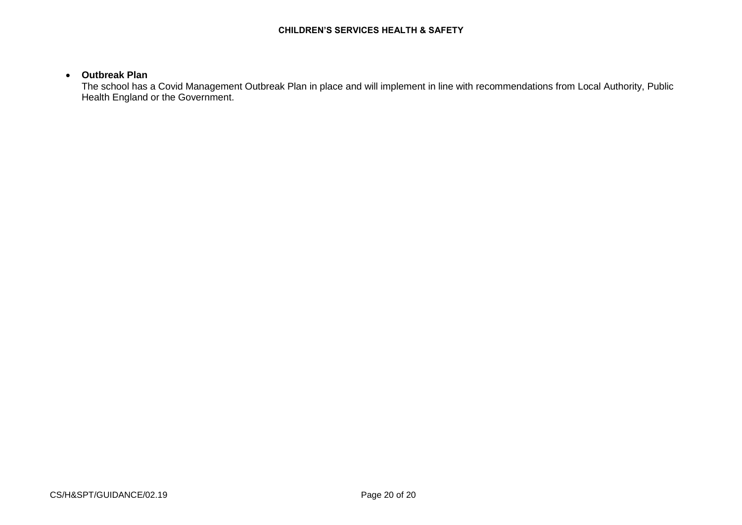- **Outbreak Plan**
  The school has a Covid Management Outbreak Plan in place and will implement in line with recommendations from Local Authority, Public Health England or the Government.